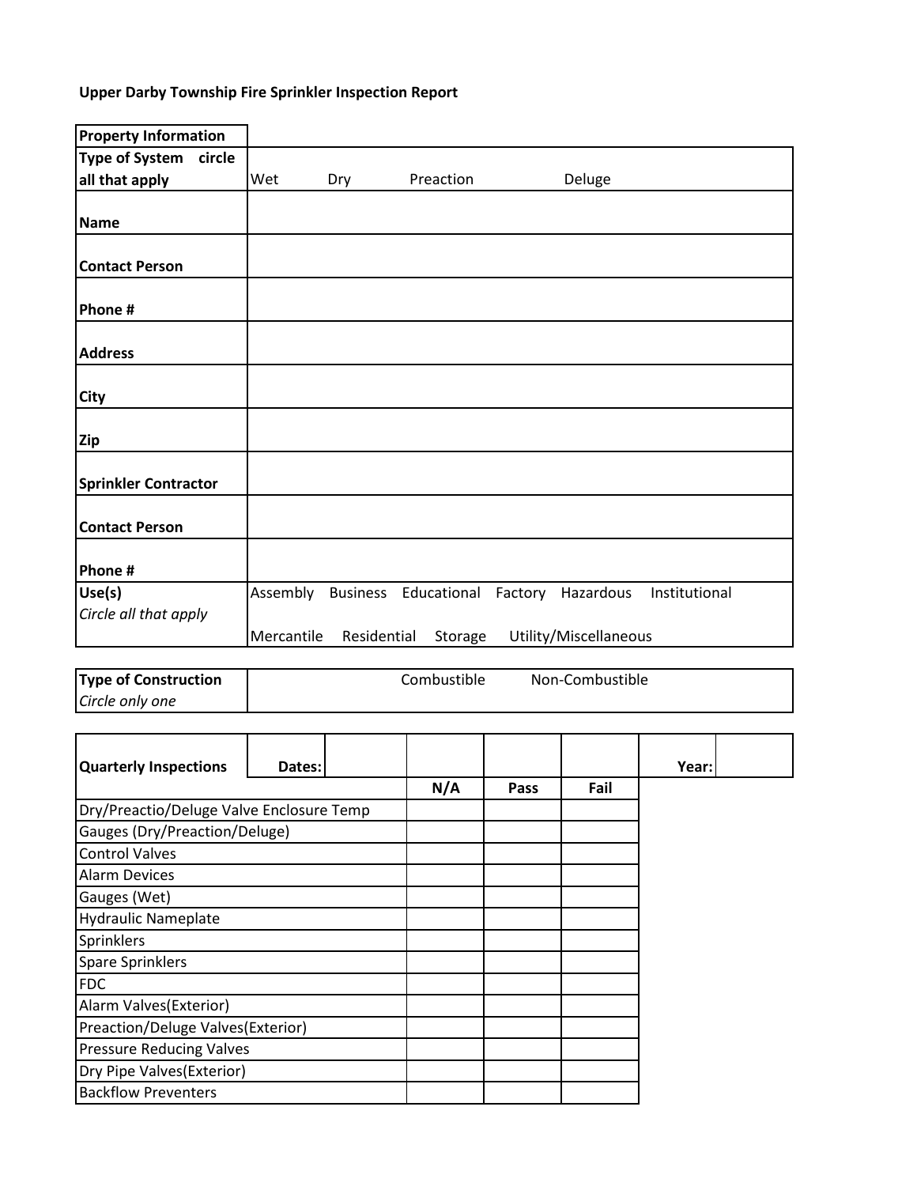**Upper Darby Township Fire Sprinkler Inspection Report**

| **Property Information** | |
|---|---|
| **Type of System** circle all that apply | Wet Dry Preaction Deluge |
| **Name** | |
| **Contact Person** | |
| **Phone #** | |
| **Address** | |
| **City** | |
| **Zip** | |
| **Sprinkler Contractor** | |
| **Contact Person** | |
| **Phone #** | |
| **Use(s)** *Circle all that apply* | Assembly Business Educational Factory Hazardous Institutional Mercantile Residential Storage Utility/Miscellaneous |

| **Type of Construction** *Circle only one* | Combustible Non-Combustible |
|---|---|

| **Quarterly Inspections** | **Dates:** | | | | | **Year:** | |
|---|---|---|---|---|---|---|---|
| | | | **N/A** | **Pass** | **Fail** | | |
| Dry/Preactio/Deluge Valve Enclosure Temp | | | | | | | |
| Gauges (Dry/Preaction/Deluge) | | | | | | | |
| Control Valves | | | | | | | |
| Alarm Devices | | | | | | | |
| Gauges (Wet) | | | | | | | |
| Hydraulic Nameplate | | | | | | | |
| Sprinklers | | | | | | | |
| Spare Sprinklers | | | | | | | |
| FDC | | | | | | | |
| Alarm Valves(Exterior) | | | | | | | |
| Preaction/Deluge Valves(Exterior) | | | | | | | |
| Pressure Reducing Valves | | | | | | | |
| Dry Pipe Valves(Exterior) | | | | | | | |
| Backflow Preventers | | | | | | | |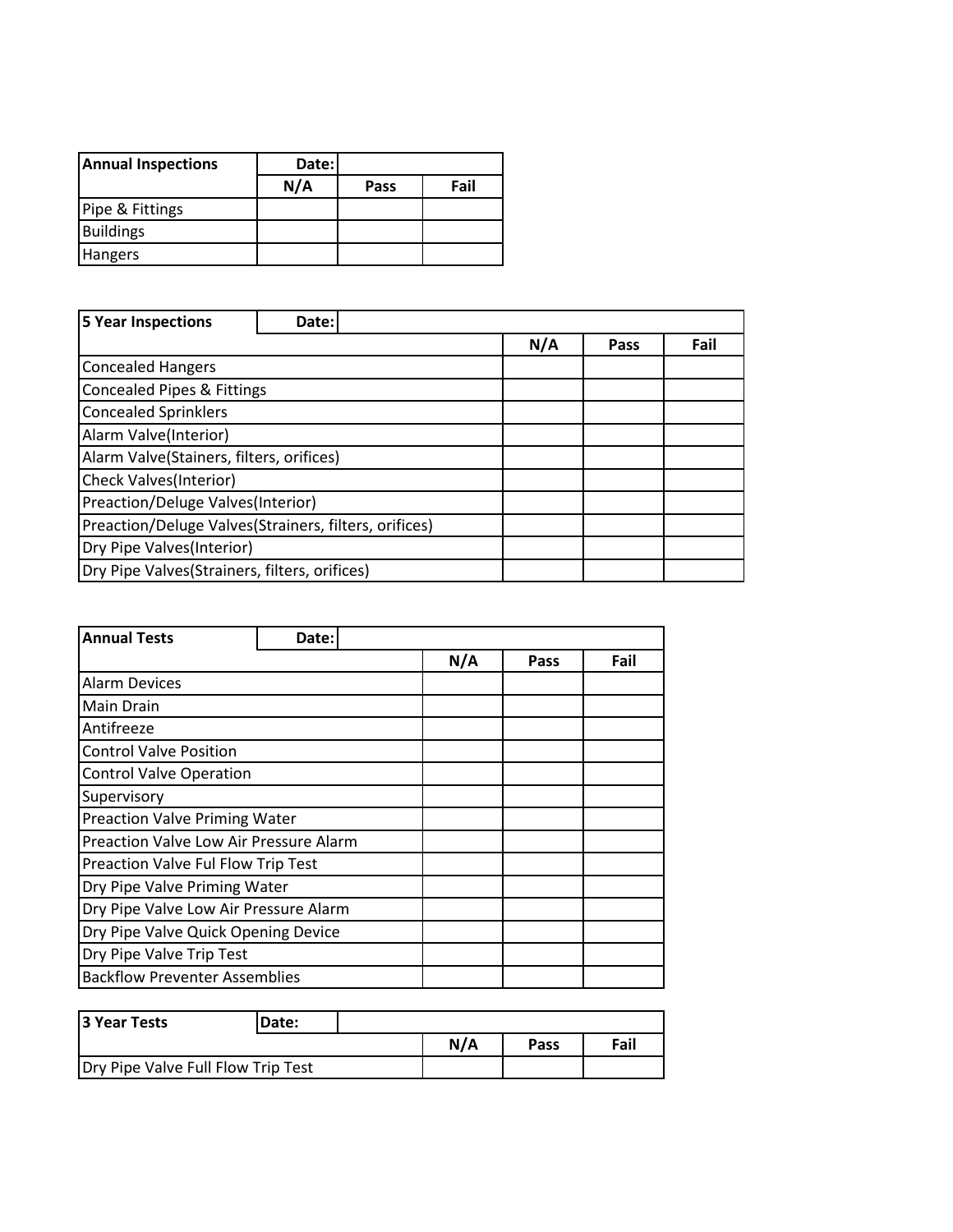| Annual Inspections | Date: | | |
|---|---|---|---|
| | N/A | Pass | Fail |
| Pipe & Fittings | | | |
| Buildings | | | |
| Hangers | | | |

| 5 Year Inspections | Date: | | |
|---|---|---|---|
| | N/A | Pass | Fail |
| Concealed Hangers | | | |
| Concealed Pipes & Fittings | | | |
| Concealed Sprinklers | | | |
| Alarm Valve(Interior) | | | |
| Alarm Valve(Stainers, filters, orifices) | | | |
| Check Valves(Interior) | | | |
| Preaction/Deluge Valves(Interior) | | | |
| Preaction/Deluge Valves(Strainers, filters, orifices) | | | |
| Dry Pipe Valves(Interior) | | | |
| Dry Pipe Valves(Strainers, filters, orifices) | | | |

| Annual Tests | Date: | | |
|---|---|---|---|
| | N/A | Pass | Fail |
| Alarm Devices | | | |
| Main Drain | | | |
| Antifreeze | | | |
| Control Valve Position | | | |
| Control Valve Operation | | | |
| Supervisory | | | |
| Preaction Valve Priming Water | | | |
| Preaction Valve Low Air Pressure Alarm | | | |
| Preaction Valve Ful Flow Trip Test | | | |
| Dry Pipe Valve Priming Water | | | |
| Dry Pipe Valve Low Air Pressure Alarm | | | |
| Dry Pipe Valve Quick Opening Device | | | |
| Dry Pipe Valve Trip Test | | | |
| Backflow Preventer Assemblies | | | |

| 3 Year Tests | Date: | | |
|---|---|---|---|
| | N/A | Pass | Fail |
| Dry Pipe Valve Full Flow Trip Test | | | |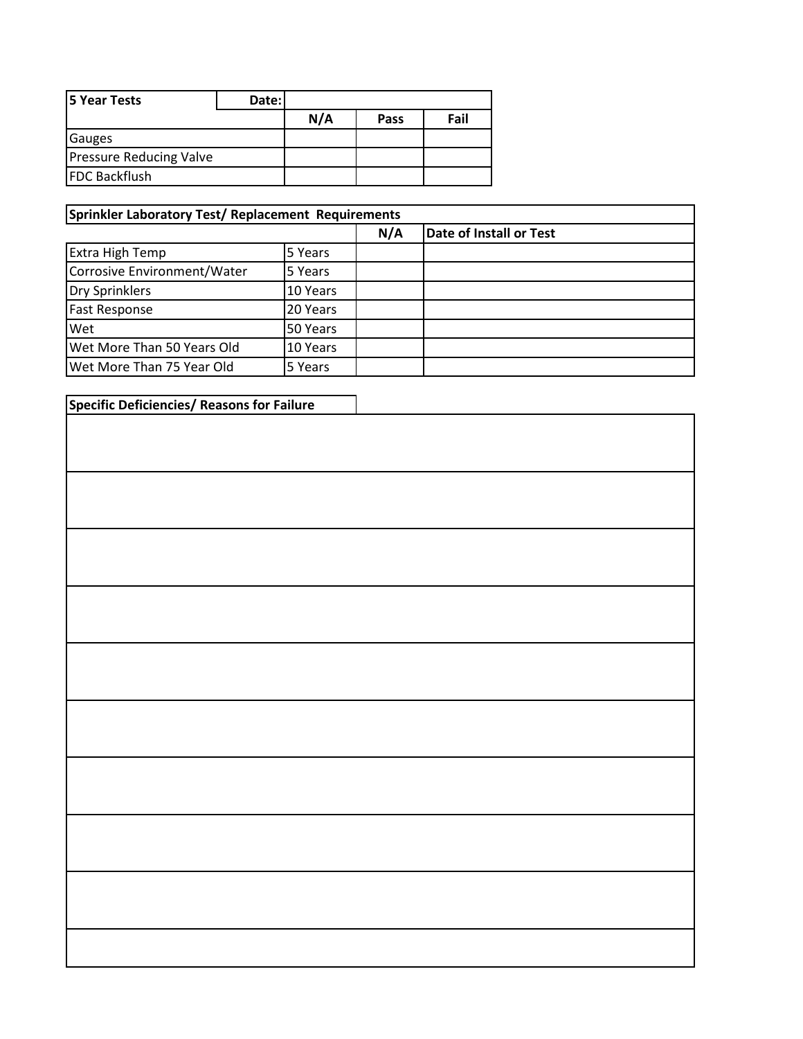| 5 Year Tests | Date: | | | |
|---|---|---|---|---|
| | | N/A | Pass | Fail |
| Gauges | | | | |
| Pressure Reducing Valve | | | | |
| FDC Backflush | | | | |

| Sprinkler Laboratory Test/ Replacement Requirements | | | |
|---|---|---|---|
| | | N/A | Date of Install or Test |
| Extra High Temp | 5 Years | | |
| Corrosive Environment/Water | 5 Years | | |
| Dry Sprinklers | 10 Years | | |
| Fast Response | 20 Years | | |
| Wet | 50 Years | | |
| Wet More Than 50 Years Old | 10 Years | | |
| Wet More Than 75 Year Old | 5 Years | | |

| Specific Deficiencies/ Reasons for Failure |
|---|
| |
| |
| |
| |
| |
| |
| |
| |
| |
| |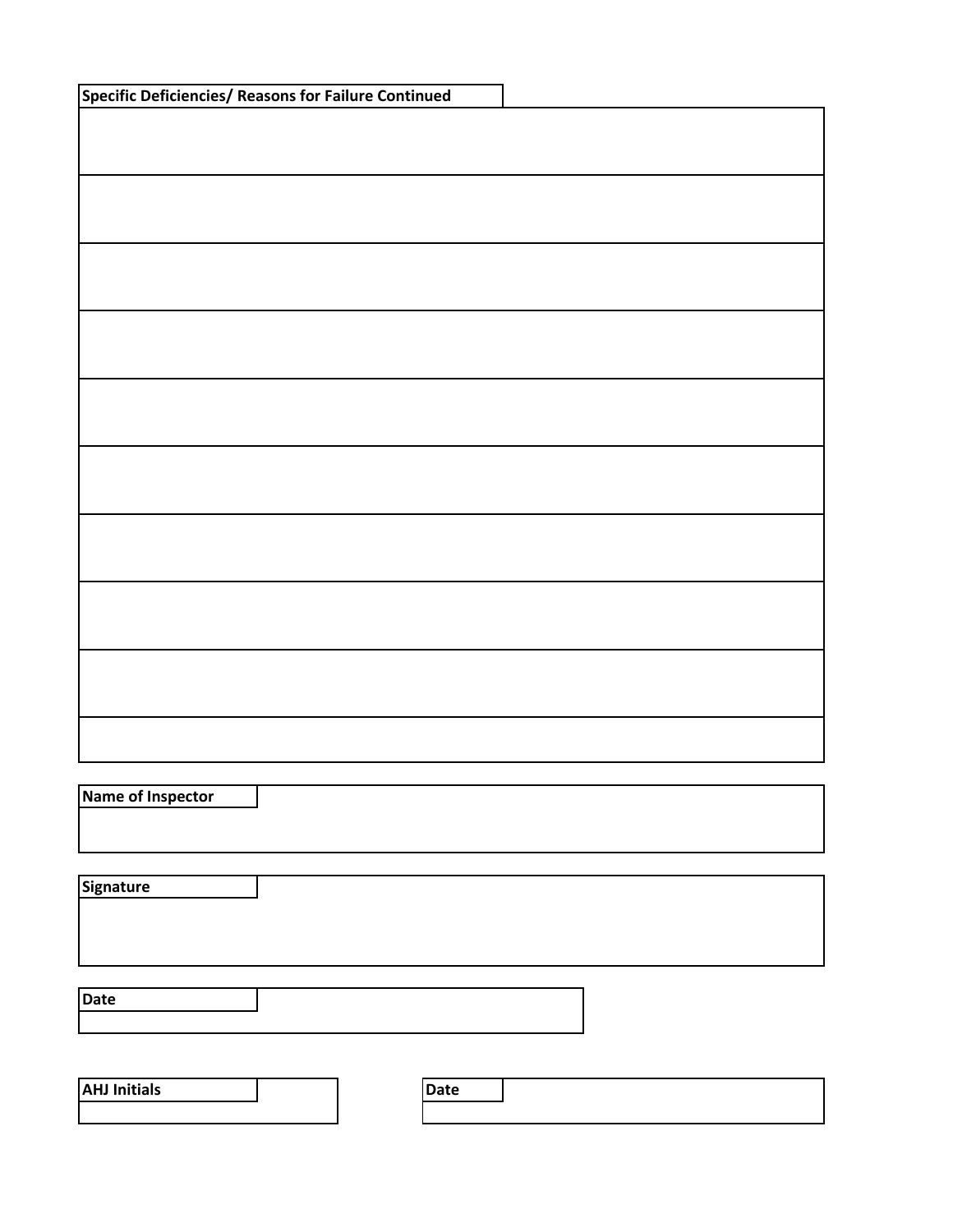**Specific Deficiencies/ Reasons for Failure Continued**

| |
|---|
| |
| |
| |
| |
| |
| |
| |
| |
| |
| |

**Name of Inspector**

**Signature**

**Date**

**AHJ Initials**

**Date**